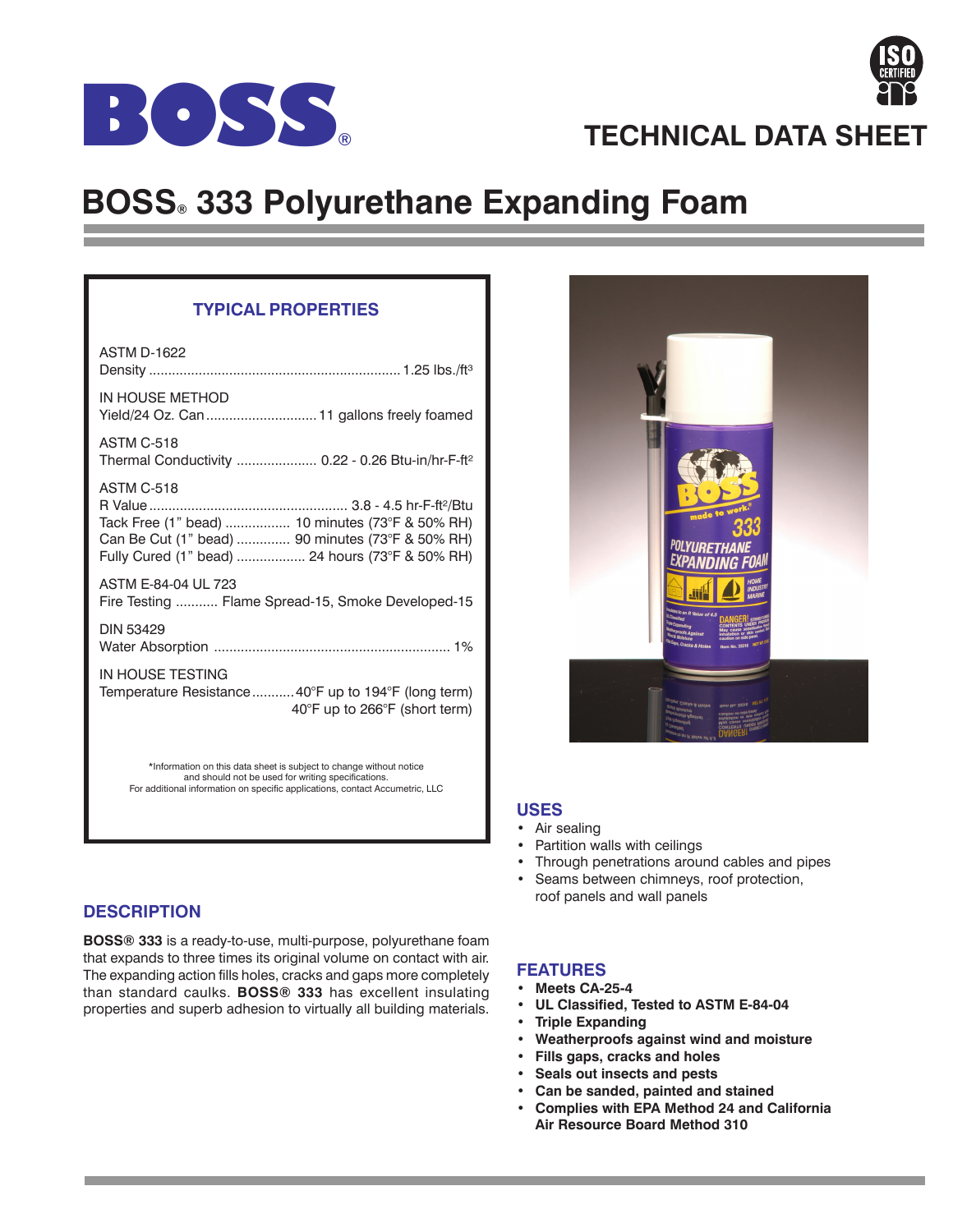# BOSS® 333 Polyurethane Expanding Foam

TECHNICAL DATA SHEET

## TYPICAL PROPERTIES

ASTM D-1622
Density ........ 1.25 lbs./ft³

IN HOUSE METHOD
Yield/24 Oz. Can ........ 11 gallons freely foamed

ASTM C-518
Thermal Conductivity ........ 0.22 - 0.26 Btu-in/hr-F-ft²

ASTM C-518
R Value ........ 3.8 - 4.5 hr-F-ft²/Btu
Tack Free (1" bead) ........ 10 minutes (73°F & 50% RH)
Can Be Cut (1" bead) ........ 90 minutes (73°F & 50% RH)
Fully Cured (1" bead) ........ 24 hours (73°F & 50% RH)

ASTM E-84-04 UL 723
Fire Testing ........ Flame Spread-15, Smoke Developed-15

DIN 53429
Water Absorption ........ 1%

IN HOUSE TESTING
Temperature Resistance ........ 40°F up to 194°F (long term)
40°F up to 266°F (short term)

*Information on this data sheet is subject to change without notice and should not be used for writing specifications.
For additional information on specific applications, contact Accumetric, LLC

## DESCRIPTION

**BOSS® 333** is a ready-to-use, multi-purpose, polyurethane foam that expands to three times its original volume on contact with air. The expanding action fills holes, cracks and gaps more completely than standard caulks. **BOSS® 333** has excellent insulating properties and superb adhesion to virtually all building materials.

## USES

- Air sealing
- Partition walls with ceilings
- Through penetrations around cables and pipes
- Seams between chimneys, roof protection, roof panels and wall panels

## FEATURES

- **Meets CA-25-4**
- **UL Classified, Tested to ASTM E-84-04**
- **Triple Expanding**
- **Weatherproofs against wind and moisture**
- **Fills gaps, cracks and holes**
- **Seals out insects and pests**
- **Can be sanded, painted and stained**
- **Complies with EPA Method 24 and California Air Resource Board Method 310**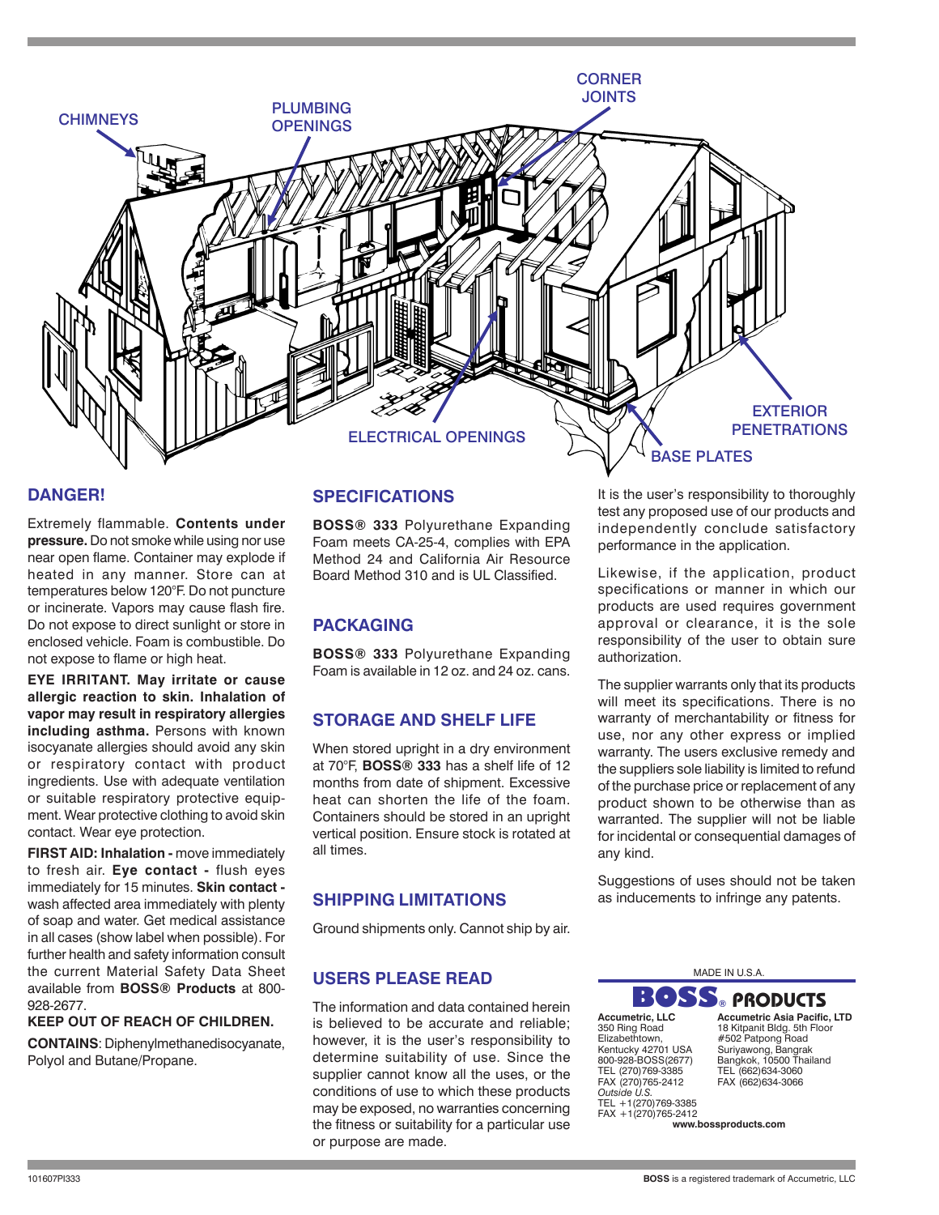CHIMNEYS

PLUMBING OPENINGS

CORNER JOINTS

ELECTRICAL OPENINGS

EXTERIOR PENETRATIONS

BASE PLATES

## DANGER!

Extremely flammable. **Contents under pressure.** Do not smoke while using nor use near open flame. Container may explode if heated in any manner. Store can at temperatures below 120°F. Do not puncture or incinerate. Vapors may cause flash fire. Do not expose to direct sunlight or store in enclosed vehicle. Foam is combustible. Do not expose to flame or high heat.

**EYE IRRITANT. May irritate or cause allergic reaction to skin. Inhalation of vapor may result in respiratory allergies including asthma.** Persons with known isocyanate allergies should avoid any skin or respiratory contact with product ingredients. Use with adequate ventilation or suitable respiratory protective equipment. Wear protective clothing to avoid skin contact. Wear eye protection.

**FIRST AID: Inhalation -** move immediately to fresh air. **Eye contact -** flush eyes immediately for 15 minutes. **Skin contact -** wash affected area immediately with plenty of soap and water. Get medical assistance in all cases (show label when possible). For further health and safety information consult the current Material Safety Data Sheet available from **BOSS® Products** at 800-928-2677.

**KEEP OUT OF REACH OF CHILDREN.**

**CONTAINS**: Diphenylmethanedisocyanate, Polyol and Butane/Propane.

## SPECIFICATIONS

**BOSS® 333** Polyurethane Expanding Foam meets CA-25-4, complies with EPA Method 24 and California Air Resource Board Method 310 and is UL Classified.

## PACKAGING

**BOSS® 333** Polyurethane Expanding Foam is available in 12 oz. and 24 oz. cans.

## STORAGE AND SHELF LIFE

When stored upright in a dry environment at 70°F, **BOSS® 333** has a shelf life of 12 months from date of shipment. Excessive heat can shorten the life of the foam. Containers should be stored in an upright vertical position. Ensure stock is rotated at all times.

## SHIPPING LIMITATIONS

Ground shipments only. Cannot ship by air.

## USERS PLEASE READ

The information and data contained herein is believed to be accurate and reliable; however, it is the user's responsibility to determine suitability of use. Since the supplier cannot know all the uses, or the conditions of use to which these products may be exposed, no warranties concerning the fitness or suitability for a particular use or purpose are made.

It is the user's responsibility to thoroughly test any proposed use of our products and independently conclude satisfactory performance in the application.

Likewise, if the application, product specifications or manner in which our products are used requires government approval or clearance, it is the sole responsibility of the user to obtain sure authorization.

The supplier warrants only that its products will meet its specifications. There is no warranty of merchantability or fitness for use, nor any other express or implied warranty. The users exclusive remedy and the suppliers sole liability is limited to refund of the purchase price or replacement of any product shown to be otherwise than as warranted. The supplier will not be liable for incidental or consequential damages of any kind.

Suggestions of uses should not be taken as inducements to infringe any patents.

MADE IN U.S.A.

**BOSS® PRODUCTS**

**Accumetric, LLC**
350 Ring Road
Elizabethtown,
Kentucky 42701 USA
800-928-BOSS(2677)
TEL (270)769-3385
FAX (270)765-2412
*Outside U.S.*
TEL +1(270)769-3385
FAX +1(270)765-2412

**Accumetric Asia Pacific, LTD**
18 Kitpanit Bldg. 5th Floor
#502 Patpong Road
Suriyawong, Bangrak
Bangkok, 10500 Thailand
TEL (662)634-3060
FAX (662)634-3066

**www.bossproducts.com**

101607PI333

**BOSS** is a registered trademark of Accumetric, LLC